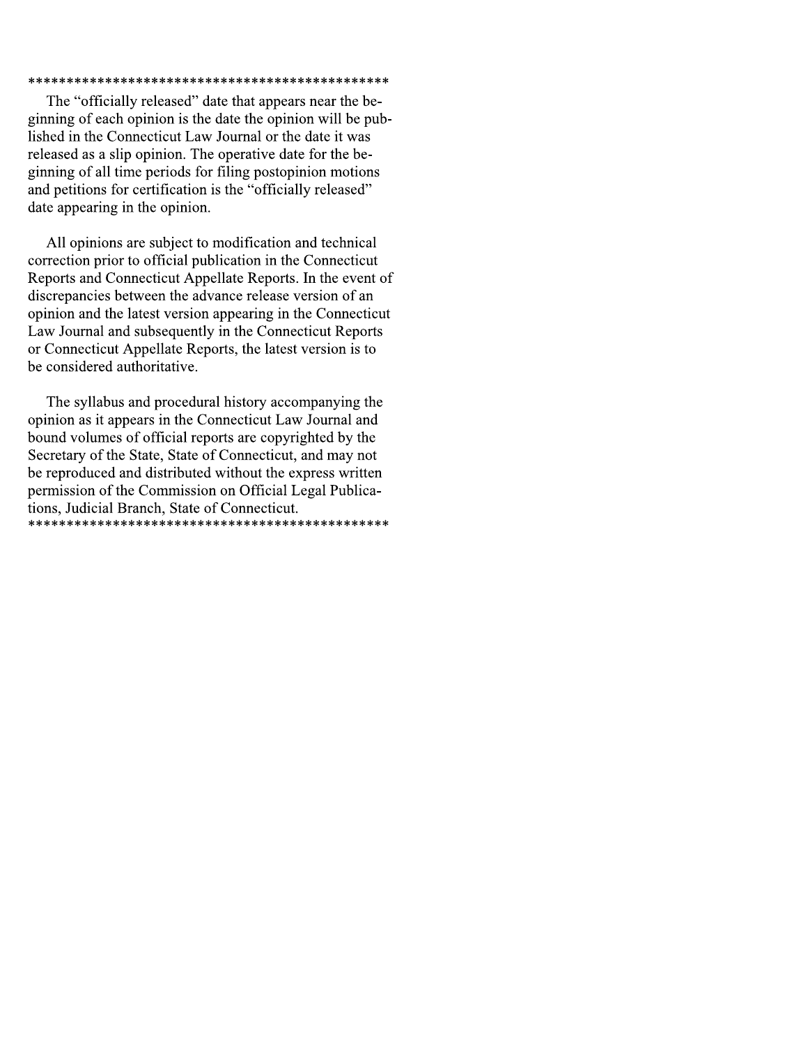\*\*\*\*\*\*\*\*\*\*\*\*\*\*\*\*\*\*\*\*\*\*\*\*\*\*\*\*\*\*\*\*\*\*\*\*\*\*\*\*\*\*\*\*\*\*\*\*

The "officially released" date that appears near the beginning of each opinion is the date the opinion will be published in the Connecticut Law Journal or the date it was released as a slip opinion. The operative date for the beginning of all time periods for filing postopinion motions and petitions for certification is the "officially released" date appearing in the opinion.

All opinions are subject to modification and technical correction prior to official publication in the Connecticut Reports and Connecticut Appellate Reports. In the event of discrepancies between the advance release version of an opinion and the latest version appearing in the Connecticut Law Journal and subsequently in the Connecticut Reports or Connecticut Appellate Reports, the latest version is to be considered authoritative.

The syllabus and procedural history accompanying the opinion as it appears in the Connecticut Law Journal and bound volumes of official reports are copyrighted by the Secretary of the State, State of Connecticut, and may not be reproduced and distributed without the express written permission of the Commission on Official Legal Publications, Judicial Branch, State of Connecticut.

\*\*\*\*\*\*\*\*\*\*\*\*\*\*\*\*\*\*\*\*\*\*\*\*\*\*\*\*\*\*\*\*\*\*\*\*\*\*\*\*\*\*\*\*\*\*\*\*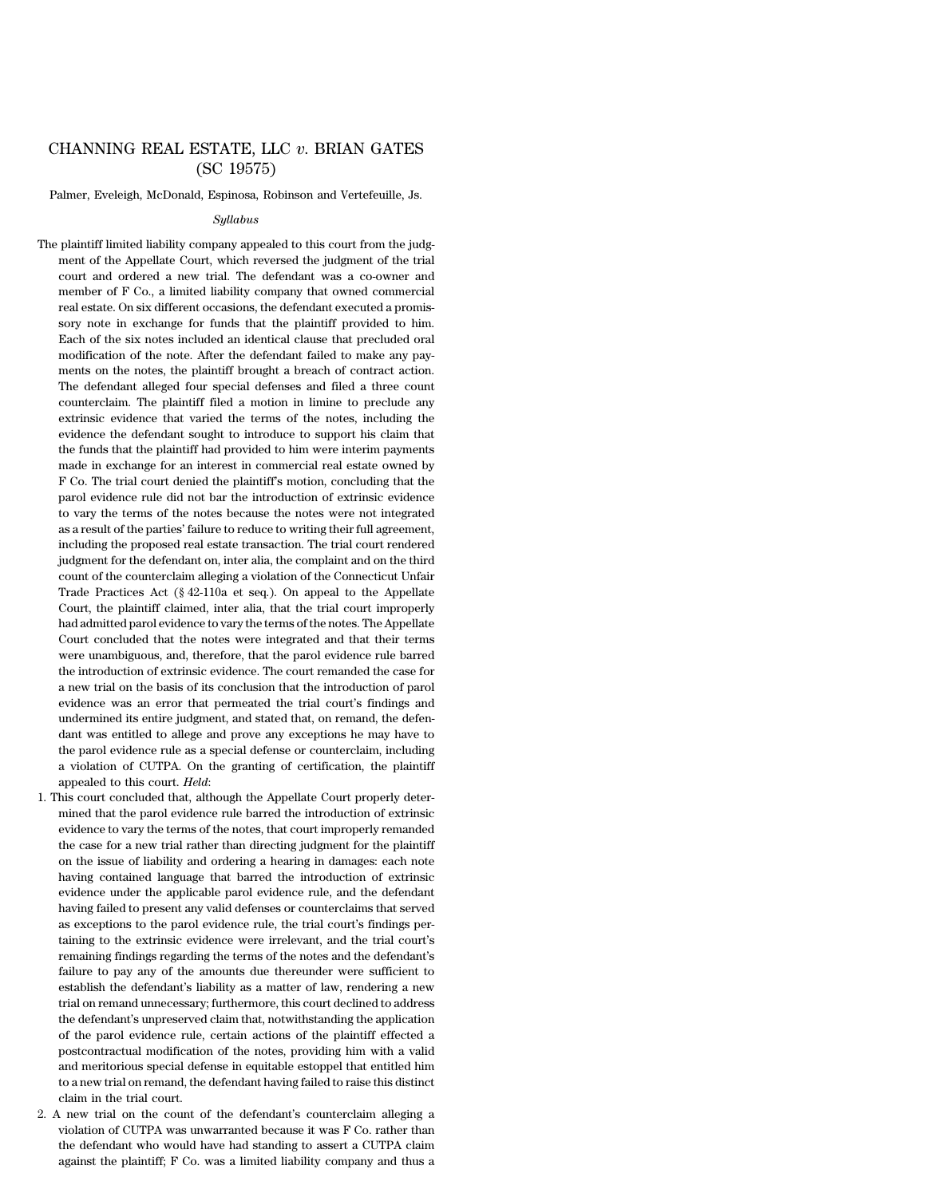# CHANNING REAL ESTATE, LLC *v.* BRIAN GATES (SC 19575)

Palmer, Eveleigh, McDonald, Espinosa, Robinson and Vertefeuille, Js.

*Syllabus*

The plaintiff limited liability company appealed to this court from the judgment of the Appellate Court, which reversed the judgment of the trial court and ordered a new trial. The defendant was a co-owner and member of F Co., a limited liability company that owned commercial real estate. On six different occasions, the defendant executed a promissory note in exchange for funds that the plaintiff provided to him. Each of the six notes included an identical clause that precluded oral modification of the note. After the defendant failed to make any payments on the notes, the plaintiff brought a breach of contract action. The defendant alleged four special defenses and filed a three count counterclaim. The plaintiff filed a motion in limine to preclude any extrinsic evidence that varied the terms of the notes, including the evidence the defendant sought to introduce to support his claim that the funds that the plaintiff had provided to him were interim payments made in exchange for an interest in commercial real estate owned by F Co. The trial court denied the plaintiff's motion, concluding that the parol evidence rule did not bar the introduction of extrinsic evidence to vary the terms of the notes because the notes were not integrated as a result of the parties' failure to reduce to writing their full agreement, including the proposed real estate transaction. The trial court rendered judgment for the defendant on, inter alia, the complaint and on the third count of the counterclaim alleging a violation of the Connecticut Unfair Trade Practices Act (§ 42-110a et seq.). On appeal to the Appellate Court, the plaintiff claimed, inter alia, that the trial court improperly had admitted parol evidence to vary the terms of the notes. The Appellate Court concluded that the notes were integrated and that their terms were unambiguous, and, therefore, that the parol evidence rule barred the introduction of extrinsic evidence. The court remanded the case for a new trial on the basis of its conclusion that the introduction of parol evidence was an error that permeated the trial court's findings and undermined its entire judgment, and stated that, on remand, the defendant was entitled to allege and prove any exceptions he may have to the parol evidence rule as a special defense or counterclaim, including a violation of CUTPA. On the granting of certification, the plaintiff appealed to this court. *Held*:

1. This court concluded that, although the Appellate Court properly determined that the parol evidence rule barred the introduction of extrinsic evidence to vary the terms of the notes, that court improperly remanded the case for a new trial rather than directing judgment for the plaintiff on the issue of liability and ordering a hearing in damages: each note having contained language that barred the introduction of extrinsic evidence under the applicable parol evidence rule, and the defendant having failed to present any valid defenses or counterclaims that served as exceptions to the parol evidence rule, the trial court's findings pertaining to the extrinsic evidence were irrelevant, and the trial court's remaining findings regarding the terms of the notes and the defendant's failure to pay any of the amounts due thereunder were sufficient to establish the defendant's liability as a matter of law, rendering a new trial on remand unnecessary; furthermore, this court declined to address the defendant's unpreserved claim that, notwithstanding the application of the parol evidence rule, certain actions of the plaintiff effected a postcontractual modification of the notes, providing him with a valid and meritorious special defense in equitable estoppel that entitled him to a new trial on remand, the defendant having failed to raise this distinct claim in the trial court.

2. A new trial on the count of the defendant's counterclaim alleging a violation of CUTPA was unwarranted because it was F Co. rather than the defendant who would have had standing to assert a CUTPA claim against the plaintiff; F Co. was a limited liability company and thus a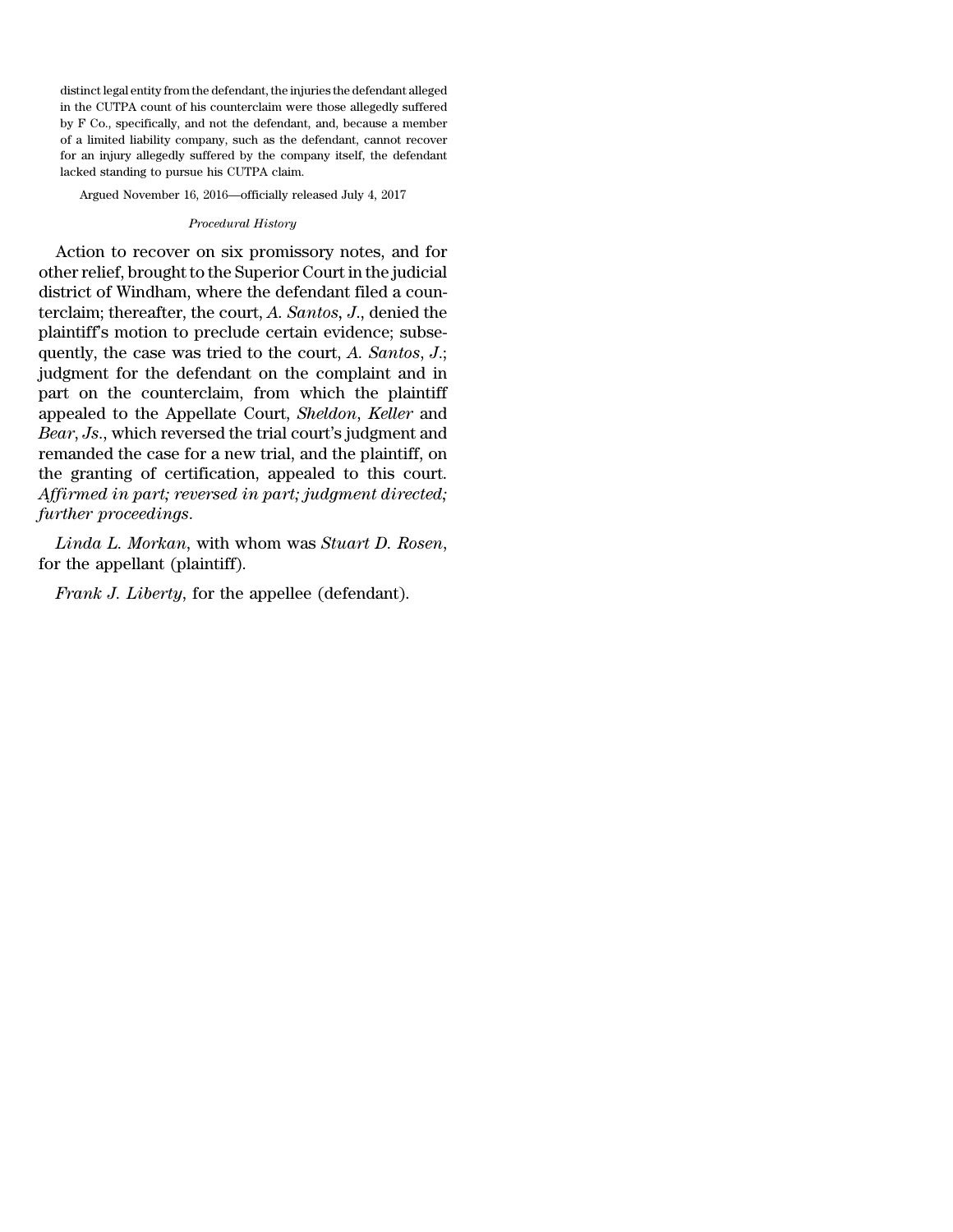distinct legal entity from the defendant, the injuries the defendant alleged in the CUTPA count of his counterclaim were those allegedly suffered by F Co., specifically, and not the defendant, and, because a member of a limited liability company, such as the defendant, cannot recover for an injury allegedly suffered by the company itself, the defendant lacked standing to pursue his CUTPA claim.

Argued November 16, 2016—officially released July 4, 2017

*Procedural History*

Action to recover on six promissory notes, and for other relief, brought to the Superior Court in the judicial district of Windham, where the defendant filed a counterclaim; thereafter, the court, *A. Santos*, *J.*, denied the plaintiff's motion to preclude certain evidence; subsequently, the case was tried to the court, *A. Santos*, *J.*; judgment for the defendant on the complaint and in part on the counterclaim, from which the plaintiff appealed to the Appellate Court, *Sheldon*, *Keller* and *Bear*, *Js.*, which reversed the trial court's judgment and remanded the case for a new trial, and the plaintiff, on the granting of certification, appealed to this court. *Affirmed in part; reversed in part; judgment directed; further proceedings.*

*Linda L. Morkan*, with whom was *Stuart D. Rosen*, for the appellant (plaintiff).

*Frank J. Liberty*, for the appellee (defendant).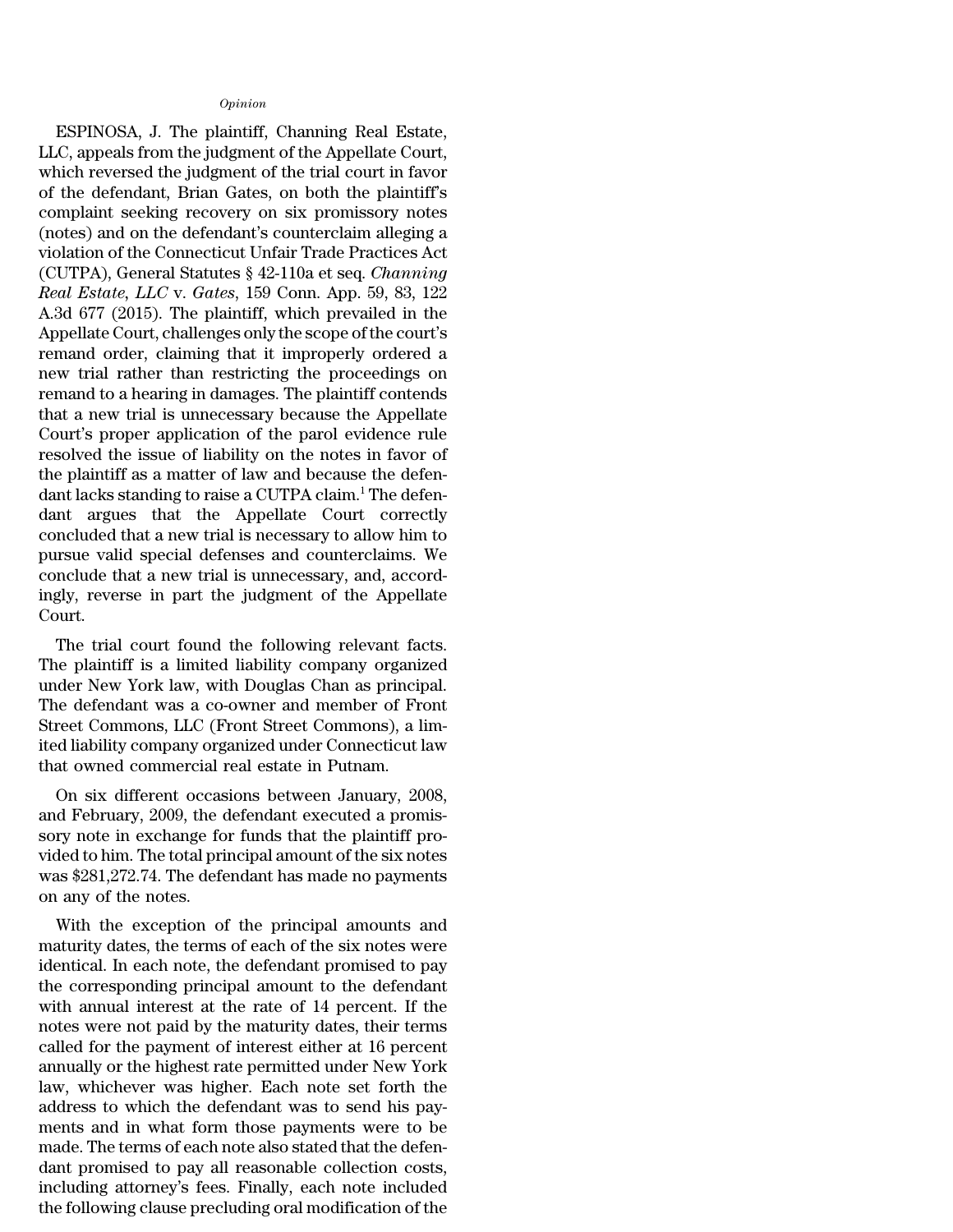*Opinion*

ESPINOSA, J. The plaintiff, Channing Real Estate, LLC, appeals from the judgment of the Appellate Court, which reversed the judgment of the trial court in favor of the defendant, Brian Gates, on both the plaintiff's complaint seeking recovery on six promissory notes (notes) and on the defendant's counterclaim alleging a violation of the Connecticut Unfair Trade Practices Act (CUTPA), General Statutes § 42-110a et seq. *Channing Real Estate, LLC* v. *Gates*, 159 Conn. App. 59, 83, 122 A.3d 677 (2015). The plaintiff, which prevailed in the Appellate Court, challenges only the scope of the court's remand order, claiming that it improperly ordered a new trial rather than restricting the proceedings on remand to a hearing in damages. The plaintiff contends that a new trial is unnecessary because the Appellate Court's proper application of the parol evidence rule resolved the issue of liability on the notes in favor of the plaintiff as a matter of law and because the defendant lacks standing to raise a CUTPA claim.[1] The defendant argues that the Appellate Court correctly concluded that a new trial is necessary to allow him to pursue valid special defenses and counterclaims. We conclude that a new trial is unnecessary, and, accordingly, reverse in part the judgment of the Appellate Court.

The trial court found the following relevant facts. The plaintiff is a limited liability company organized under New York law, with Douglas Chan as principal. The defendant was a co-owner and member of Front Street Commons, LLC (Front Street Commons), a limited liability company organized under Connecticut law that owned commercial real estate in Putnam.

On six different occasions between January, 2008, and February, 2009, the defendant executed a promissory note in exchange for funds that the plaintiff provided to him. The total principal amount of the six notes was $281,272.74. The defendant has made no payments on any of the notes.

With the exception of the principal amounts and maturity dates, the terms of each of the six notes were identical. In each note, the defendant promised to pay the corresponding principal amount to the defendant with annual interest at the rate of 14 percent. If the notes were not paid by the maturity dates, their terms called for the payment of interest either at 16 percent annually or the highest rate permitted under New York law, whichever was higher. Each note set forth the address to which the defendant was to send his payments and in what form those payments were to be made. The terms of each note also stated that the defendant promised to pay all reasonable collection costs, including attorney's fees. Finally, each note included the following clause precluding oral modification of the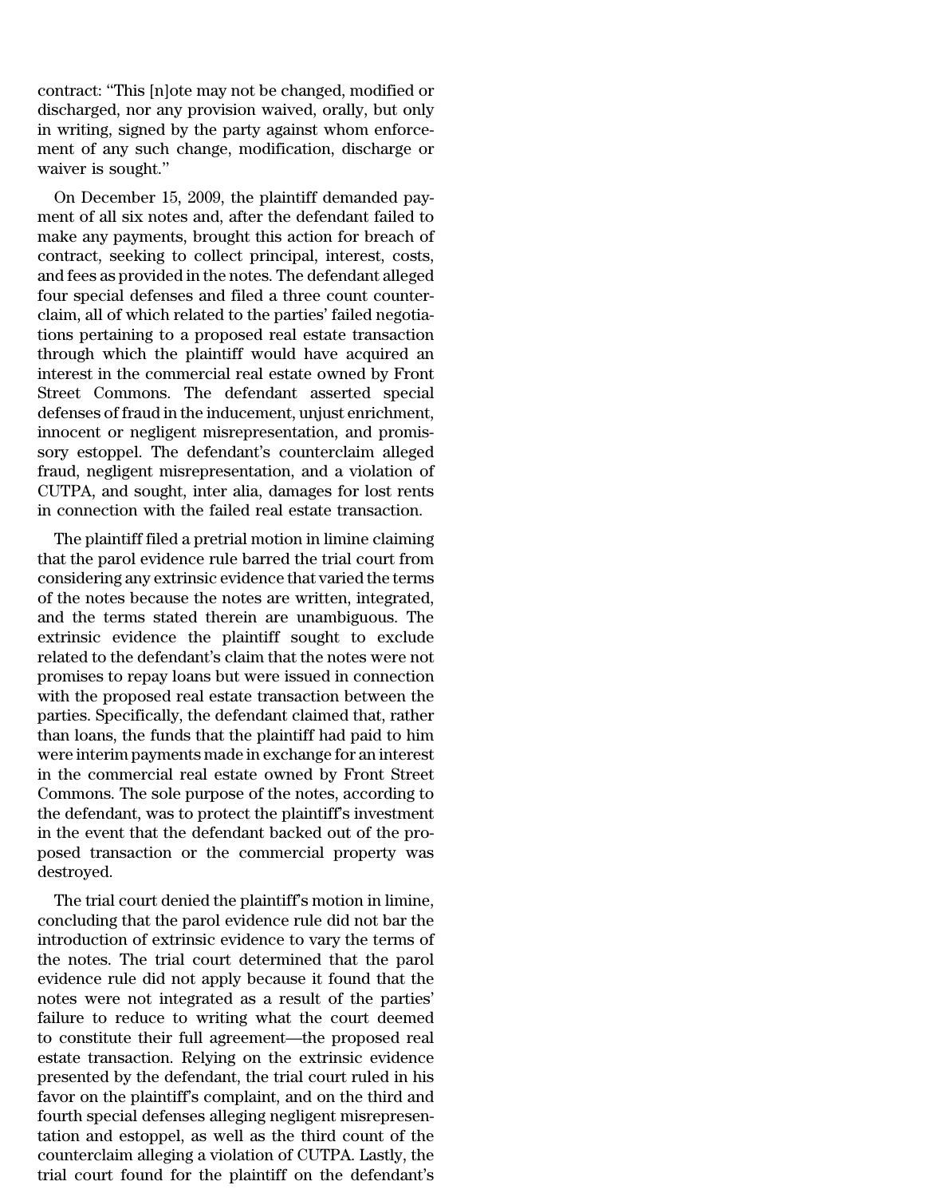contract: "This [n]ote may not be changed, modified or discharged, nor any provision waived, orally, but only in writing, signed by the party against whom enforcement of any such change, modification, discharge or waiver is sought."

On December 15, 2009, the plaintiff demanded payment of all six notes and, after the defendant failed to make any payments, brought this action for breach of contract, seeking to collect principal, interest, costs, and fees as provided in the notes. The defendant alleged four special defenses and filed a three count counterclaim, all of which related to the parties' failed negotiations pertaining to a proposed real estate transaction through which the plaintiff would have acquired an interest in the commercial real estate owned by Front Street Commons. The defendant asserted special defenses of fraud in the inducement, unjust enrichment, innocent or negligent misrepresentation, and promissory estoppel. The defendant's counterclaim alleged fraud, negligent misrepresentation, and a violation of CUTPA, and sought, inter alia, damages for lost rents in connection with the failed real estate transaction.

The plaintiff filed a pretrial motion in limine claiming that the parol evidence rule barred the trial court from considering any extrinsic evidence that varied the terms of the notes because the notes are written, integrated, and the terms stated therein are unambiguous. The extrinsic evidence the plaintiff sought to exclude related to the defendant's claim that the notes were not promises to repay loans but were issued in connection with the proposed real estate transaction between the parties. Specifically, the defendant claimed that, rather than loans, the funds that the plaintiff had paid to him were interim payments made in exchange for an interest in the commercial real estate owned by Front Street Commons. The sole purpose of the notes, according to the defendant, was to protect the plaintiff's investment in the event that the defendant backed out of the proposed transaction or the commercial property was destroyed.

The trial court denied the plaintiff's motion in limine, concluding that the parol evidence rule did not bar the introduction of extrinsic evidence to vary the terms of the notes. The trial court determined that the parol evidence rule did not apply because it found that the notes were not integrated as a result of the parties' failure to reduce to writing what the court deemed to constitute their full agreement—the proposed real estate transaction. Relying on the extrinsic evidence presented by the defendant, the trial court ruled in his favor on the plaintiff's complaint, and on the third and fourth special defenses alleging negligent misrepresentation and estoppel, as well as the third count of the counterclaim alleging a violation of CUTPA. Lastly, the trial court found for the plaintiff on the defendant's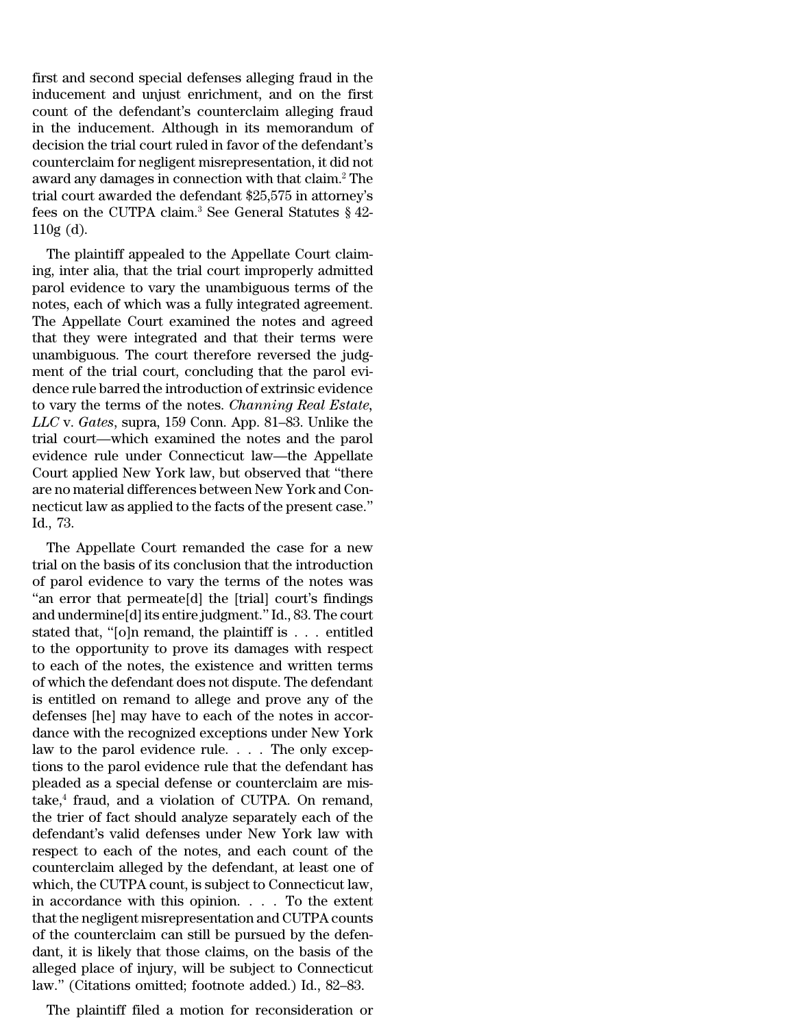first and second special defenses alleging fraud in the inducement and unjust enrichment, and on the first count of the defendant's counterclaim alleging fraud in the inducement. Although in its memorandum of decision the trial court ruled in favor of the defendant's counterclaim for negligent misrepresentation, it did not award any damages in connection with that claim.[2] The trial court awarded the defendant $25,575 in attorney's fees on the CUTPA claim.[3] See General Statutes § 42-110g (d).

The plaintiff appealed to the Appellate Court claiming, inter alia, that the trial court improperly admitted parol evidence to vary the unambiguous terms of the notes, each of which was a fully integrated agreement. The Appellate Court examined the notes and agreed that they were integrated and that their terms were unambiguous. The court therefore reversed the judgment of the trial court, concluding that the parol evidence rule barred the introduction of extrinsic evidence to vary the terms of the notes. *Channing Real Estate, LLC* v. *Gates*, supra, 159 Conn. App. 81–83. Unlike the trial court—which examined the notes and the parol evidence rule under Connecticut law—the Appellate Court applied New York law, but observed that "there are no material differences between New York and Connecticut law as applied to the facts of the present case." Id., 73.

The Appellate Court remanded the case for a new trial on the basis of its conclusion that the introduction of parol evidence to vary the terms of the notes was "an error that permeate[d] the [trial] court's findings and undermine[d] its entire judgment." Id., 83. The court stated that, "[o]n remand, the plaintiff is . . . entitled to the opportunity to prove its damages with respect to each of the notes, the existence and written terms of which the defendant does not dispute. The defendant is entitled on remand to allege and prove any of the defenses [he] may have to each of the notes in accordance with the recognized exceptions under New York law to the parol evidence rule. . . . The only exceptions to the parol evidence rule that the defendant has pleaded as a special defense or counterclaim are mistake,[4] fraud, and a violation of CUTPA. On remand, the trier of fact should analyze separately each of the defendant's valid defenses under New York law with respect to each of the notes, and each count of the counterclaim alleged by the defendant, at least one of which, the CUTPA count, is subject to Connecticut law, in accordance with this opinion. . . . To the extent that the negligent misrepresentation and CUTPA counts of the counterclaim can still be pursued by the defendant, it is likely that those claims, on the basis of the alleged place of injury, will be subject to Connecticut law." (Citations omitted; footnote added.) Id., 82–83.

The plaintiff filed a motion for reconsideration or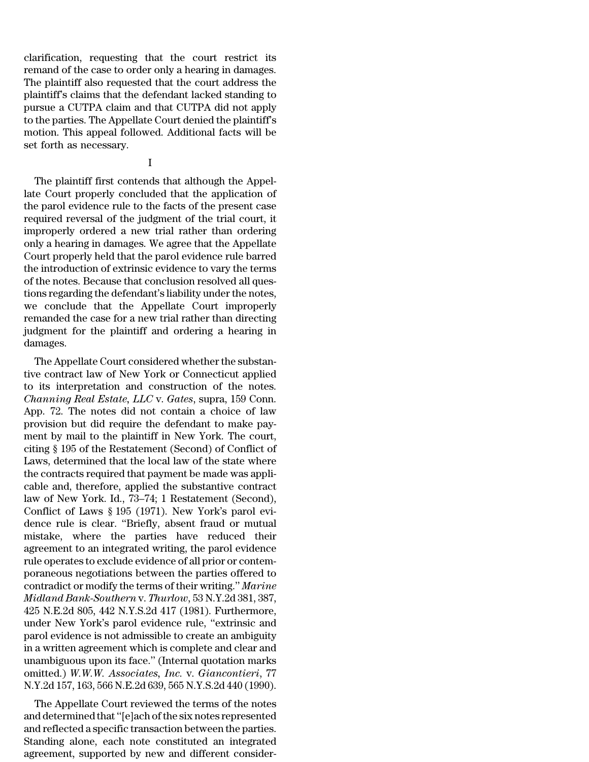clarification, requesting that the court restrict its remand of the case to order only a hearing in damages. The plaintiff also requested that the court address the plaintiff's claims that the defendant lacked standing to pursue a CUTPA claim and that CUTPA did not apply to the parties. The Appellate Court denied the plaintiff's motion. This appeal followed. Additional facts will be set forth as necessary.

I

The plaintiff first contends that although the Appellate Court properly concluded that the application of the parol evidence rule to the facts of the present case required reversal of the judgment of the trial court, it improperly ordered a new trial rather than ordering only a hearing in damages. We agree that the Appellate Court properly held that the parol evidence rule barred the introduction of extrinsic evidence to vary the terms of the notes. Because that conclusion resolved all questions regarding the defendant's liability under the notes, we conclude that the Appellate Court improperly remanded the case for a new trial rather than directing judgment for the plaintiff and ordering a hearing in damages.

The Appellate Court considered whether the substantive contract law of New York or Connecticut applied to its interpretation and construction of the notes. *Channing Real Estate, LLC* v. *Gates*, supra, 159 Conn. App. 72. The notes did not contain a choice of law provision but did require the defendant to make payment by mail to the plaintiff in New York. The court, citing § 195 of the Restatement (Second) of Conflict of Laws, determined that the local law of the state where the contracts required that payment be made was applicable and, therefore, applied the substantive contract law of New York. Id., 73–74; 1 Restatement (Second), Conflict of Laws § 195 (1971). New York's parol evidence rule is clear. "Briefly, absent fraud or mutual mistake, where the parties have reduced their agreement to an integrated writing, the parol evidence rule operates to exclude evidence of all prior or contemporaneous negotiations between the parties offered to contradict or modify the terms of their writing." *Marine Midland Bank-Southern* v. *Thurlow*, 53 N.Y.2d 381, 387, 425 N.E.2d 805, 442 N.Y.S.2d 417 (1981). Furthermore, under New York's parol evidence rule, "extrinsic and parol evidence is not admissible to create an ambiguity in a written agreement which is complete and clear and unambiguous upon its face." (Internal quotation marks omitted.) *W.W.W. Associates, Inc.* v. *Giancontieri*, 77 N.Y.2d 157, 163, 566 N.E.2d 639, 565 N.Y.S.2d 440 (1990).

The Appellate Court reviewed the terms of the notes and determined that "[e]ach of the six notes represented and reflected a specific transaction between the parties. Standing alone, each note constituted an integrated agreement, supported by new and different consider-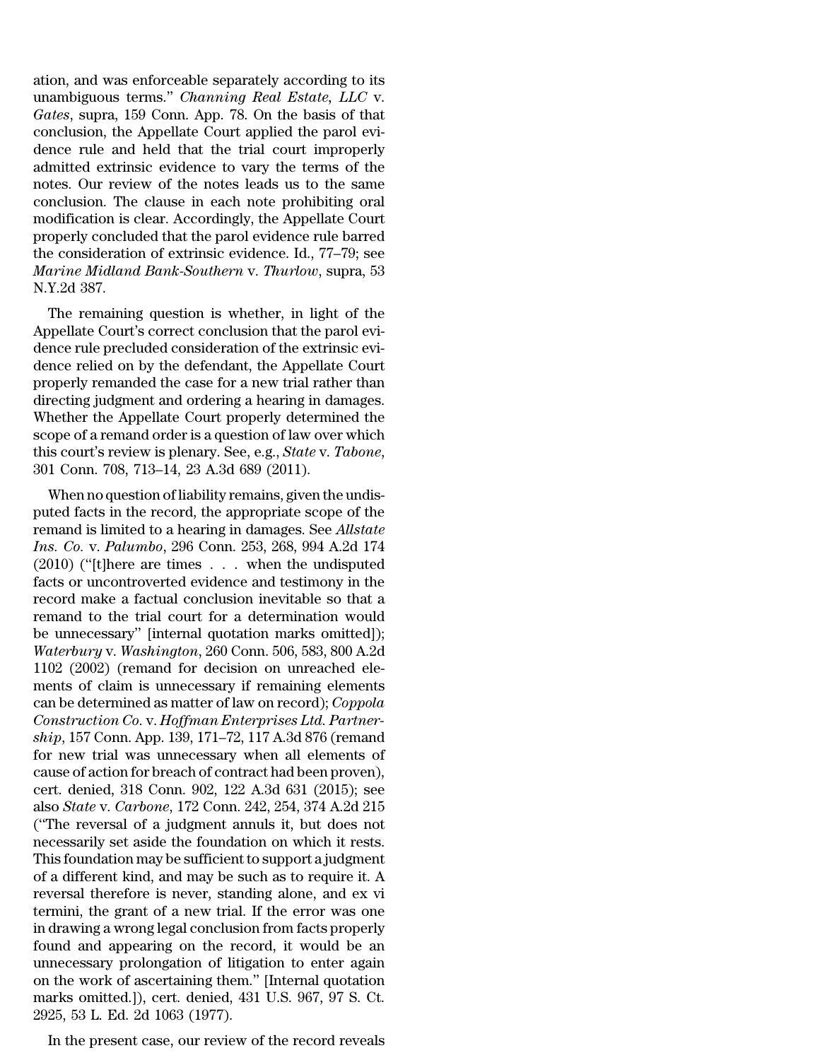ation, and was enforceable separately according to its unambiguous terms." *Channing Real Estate, LLC* v. *Gates*, supra, 159 Conn. App. 78. On the basis of that conclusion, the Appellate Court applied the parol evidence rule and held that the trial court improperly admitted extrinsic evidence to vary the terms of the notes. Our review of the notes leads us to the same conclusion. The clause in each note prohibiting oral modification is clear. Accordingly, the Appellate Court properly concluded that the parol evidence rule barred the consideration of extrinsic evidence. Id., 77–79; see *Marine Midland Bank-Southern* v. *Thurlow*, supra, 53 N.Y.2d 387.

The remaining question is whether, in light of the Appellate Court's correct conclusion that the parol evidence rule precluded consideration of the extrinsic evidence relied on by the defendant, the Appellate Court properly remanded the case for a new trial rather than directing judgment and ordering a hearing in damages. Whether the Appellate Court properly determined the scope of a remand order is a question of law over which this court's review is plenary. See, e.g., *State* v. *Tabone*, 301 Conn. 708, 713–14, 23 A.3d 689 (2011).

When no question of liability remains, given the undisputed facts in the record, the appropriate scope of the remand is limited to a hearing in damages. See *Allstate Ins. Co.* v. *Palumbo*, 296 Conn. 253, 268, 994 A.2d 174 (2010) ("[t]here are times . . . when the undisputed facts or uncontroverted evidence and testimony in the record make a factual conclusion inevitable so that a remand to the trial court for a determination would be unnecessary" [internal quotation marks omitted]); *Waterbury* v. *Washington*, 260 Conn. 506, 583, 800 A.2d 1102 (2002) (remand for decision on unreached elements of claim is unnecessary if remaining elements can be determined as matter of law on record); *Coppola Construction Co.* v. *Hoffman Enterprises Ltd. Partnership*, 157 Conn. App. 139, 171–72, 117 A.3d 876 (remand for new trial was unnecessary when all elements of cause of action for breach of contract had been proven), cert. denied, 318 Conn. 902, 122 A.3d 631 (2015); see also *State* v. *Carbone*, 172 Conn. 242, 254, 374 A.2d 215 ("The reversal of a judgment annuls it, but does not necessarily set aside the foundation on which it rests. This foundation may be sufficient to support a judgment of a different kind, and may be such as to require it. A reversal therefore is never, standing alone, and ex vi termini, the grant of a new trial. If the error was one in drawing a wrong legal conclusion from facts properly found and appearing on the record, it would be an unnecessary prolongation of litigation to enter again on the work of ascertaining them." [Internal quotation marks omitted.]), cert. denied, 431 U.S. 967, 97 S. Ct. 2925, 53 L. Ed. 2d 1063 (1977).

In the present case, our review of the record reveals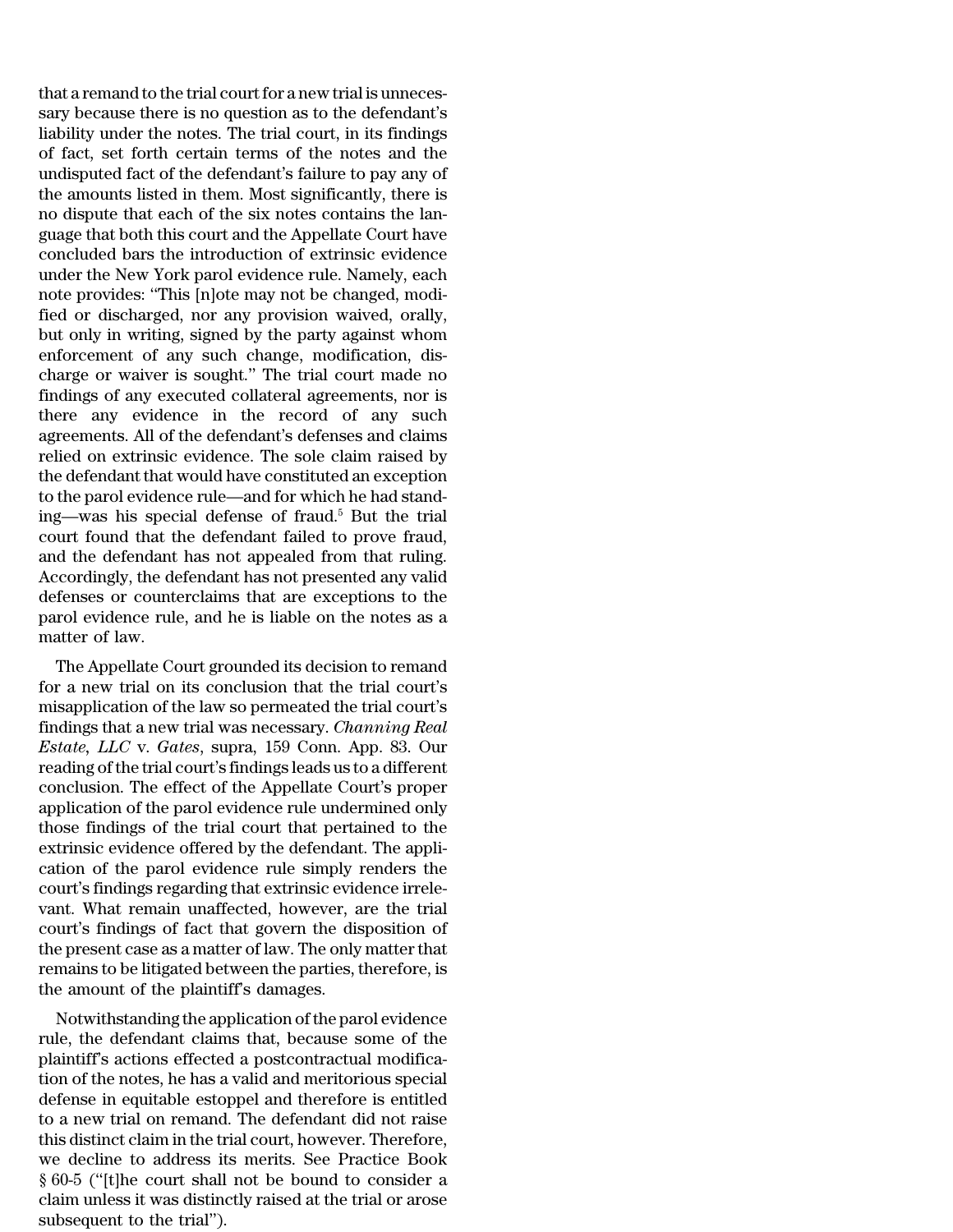that a remand to the trial court for a new trial is unnecessary because there is no question as to the defendant's liability under the notes. The trial court, in its findings of fact, set forth certain terms of the notes and the undisputed fact of the defendant's failure to pay any of the amounts listed in them. Most significantly, there is no dispute that each of the six notes contains the language that both this court and the Appellate Court have concluded bars the introduction of extrinsic evidence under the New York parol evidence rule. Namely, each note provides: "This [n]ote may not be changed, modified or discharged, nor any provision waived, orally, but only in writing, signed by the party against whom enforcement of any such change, modification, discharge or waiver is sought." The trial court made no findings of any executed collateral agreements, nor is there any evidence in the record of any such agreements. All of the defendant's defenses and claims relied on extrinsic evidence. The sole claim raised by the defendant that would have constituted an exception to the parol evidence rule—and for which he had standing—was his special defense of fraud.[5] But the trial court found that the defendant failed to prove fraud, and the defendant has not appealed from that ruling. Accordingly, the defendant has not presented any valid defenses or counterclaims that are exceptions to the parol evidence rule, and he is liable on the notes as a matter of law.

The Appellate Court grounded its decision to remand for a new trial on its conclusion that the trial court's misapplication of the law so permeated the trial court's findings that a new trial was necessary. *Channing Real Estate, LLC* v. *Gates*, supra, 159 Conn. App. 83. Our reading of the trial court's findings leads us to a different conclusion. The effect of the Appellate Court's proper application of the parol evidence rule undermined only those findings of the trial court that pertained to the extrinsic evidence offered by the defendant. The application of the parol evidence rule simply renders the court's findings regarding that extrinsic evidence irrelevant. What remain unaffected, however, are the trial court's findings of fact that govern the disposition of the present case as a matter of law. The only matter that remains to be litigated between the parties, therefore, is the amount of the plaintiff's damages.

Notwithstanding the application of the parol evidence rule, the defendant claims that, because some of the plaintiff's actions effected a postcontractual modification of the notes, he has a valid and meritorious special defense in equitable estoppel and therefore is entitled to a new trial on remand. The defendant did not raise this distinct claim in the trial court, however. Therefore, we decline to address its merits. See Practice Book § 60-5 ("[t]he court shall not be bound to consider a claim unless it was distinctly raised at the trial or arose subsequent to the trial").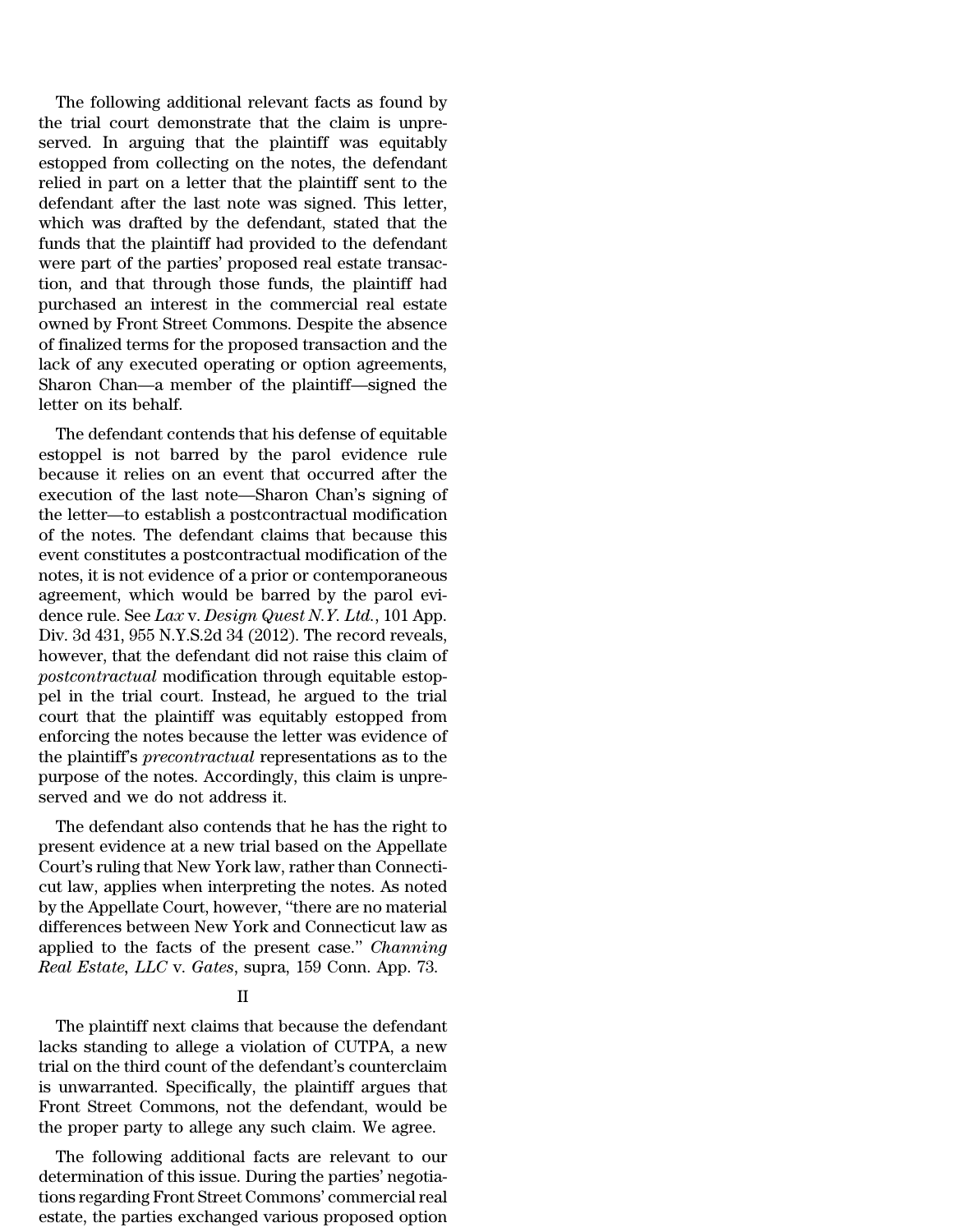The following additional relevant facts as found by the trial court demonstrate that the claim is unpreserved. In arguing that the plaintiff was equitably estopped from collecting on the notes, the defendant relied in part on a letter that the plaintiff sent to the defendant after the last note was signed. This letter, which was drafted by the defendant, stated that the funds that the plaintiff had provided to the defendant were part of the parties' proposed real estate transaction, and that through those funds, the plaintiff had purchased an interest in the commercial real estate owned by Front Street Commons. Despite the absence of finalized terms for the proposed transaction and the lack of any executed operating or option agreements, Sharon Chan—a member of the plaintiff—signed the letter on its behalf.

The defendant contends that his defense of equitable estoppel is not barred by the parol evidence rule because it relies on an event that occurred after the execution of the last note—Sharon Chan's signing of the letter—to establish a postcontractual modification of the notes. The defendant claims that because this event constitutes a postcontractual modification of the notes, it is not evidence of a prior or contemporaneous agreement, which would be barred by the parol evidence rule. See *Lax* v. *Design Quest N.Y. Ltd.*, 101 App. Div. 3d 431, 955 N.Y.S.2d 34 (2012). The record reveals, however, that the defendant did not raise this claim of *postcontractual* modification through equitable estoppel in the trial court. Instead, he argued to the trial court that the plaintiff was equitably estopped from enforcing the notes because the letter was evidence of the plaintiff's *precontractual* representations as to the purpose of the notes. Accordingly, this claim is unpreserved and we do not address it.

The defendant also contends that he has the right to present evidence at a new trial based on the Appellate Court's ruling that New York law, rather than Connecticut law, applies when interpreting the notes. As noted by the Appellate Court, however, "there are no material differences between New York and Connecticut law as applied to the facts of the present case." *Channing Real Estate, LLC* v. *Gates*, supra, 159 Conn. App. 73.

## II

The plaintiff next claims that because the defendant lacks standing to allege a violation of CUTPA, a new trial on the third count of the defendant's counterclaim is unwarranted. Specifically, the plaintiff argues that Front Street Commons, not the defendant, would be the proper party to allege any such claim. We agree.

The following additional facts are relevant to our determination of this issue. During the parties' negotiations regarding Front Street Commons' commercial real estate, the parties exchanged various proposed option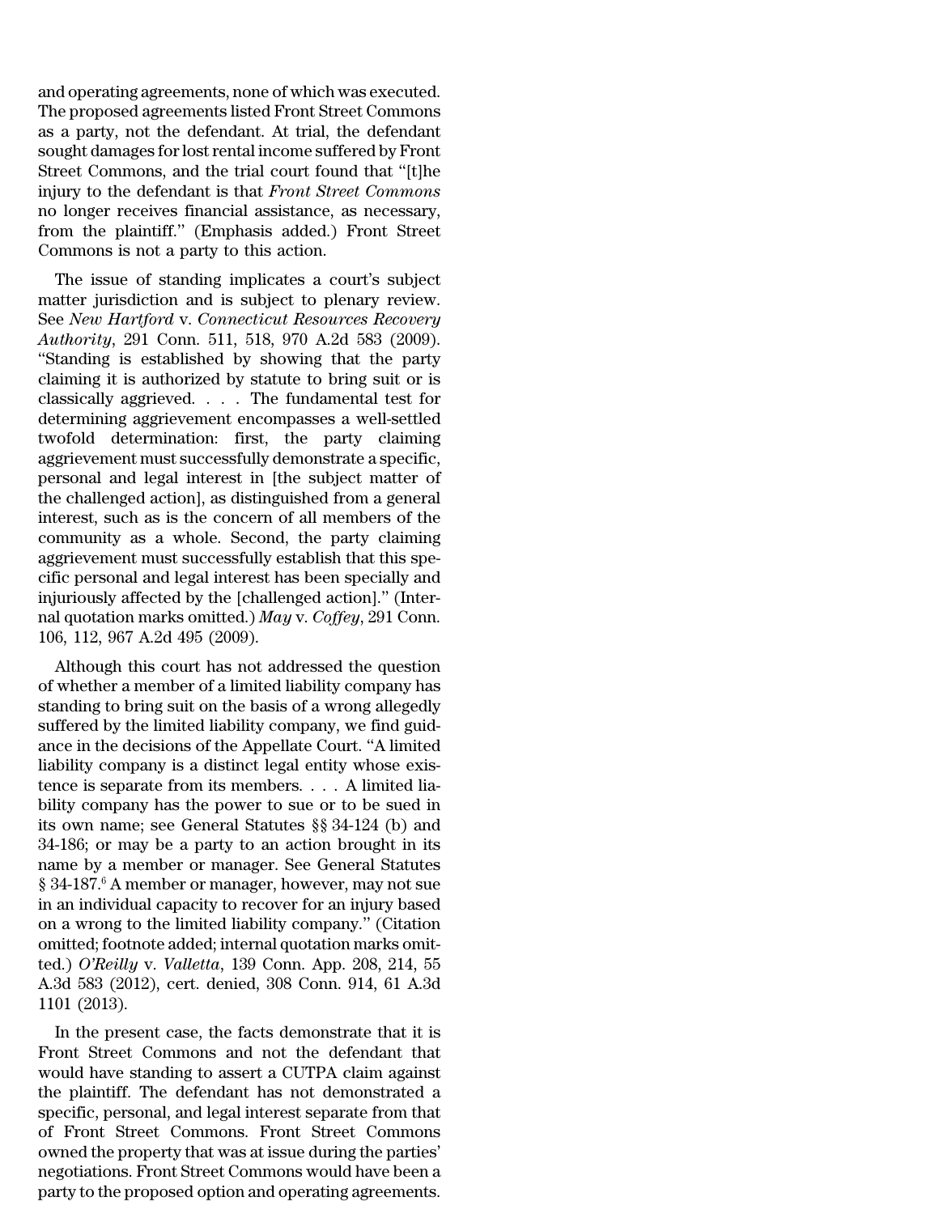and operating agreements, none of which was executed. The proposed agreements listed Front Street Commons as a party, not the defendant. At trial, the defendant sought damages for lost rental income suffered by Front Street Commons, and the trial court found that "[t]he injury to the defendant is that *Front Street Commons* no longer receives financial assistance, as necessary, from the plaintiff." (Emphasis added.) Front Street Commons is not a party to this action.

The issue of standing implicates a court's subject matter jurisdiction and is subject to plenary review. See *New Hartford* v. *Connecticut Resources Recovery Authority*, 291 Conn. 511, 518, 970 A.2d 583 (2009). "Standing is established by showing that the party claiming it is authorized by statute to bring suit or is classically aggrieved. . . . The fundamental test for determining aggrievement encompasses a well-settled twofold determination: first, the party claiming aggrievement must successfully demonstrate a specific, personal and legal interest in [the subject matter of the challenged action], as distinguished from a general interest, such as is the concern of all members of the community as a whole. Second, the party claiming aggrievement must successfully establish that this specific personal and legal interest has been specially and injuriously affected by the [challenged action]." (Internal quotation marks omitted.) *May* v. *Coffey*, 291 Conn. 106, 112, 967 A.2d 495 (2009).

Although this court has not addressed the question of whether a member of a limited liability company has standing to bring suit on the basis of a wrong allegedly suffered by the limited liability company, we find guidance in the decisions of the Appellate Court. "A limited liability company is a distinct legal entity whose existence is separate from its members. . . . A limited liability company has the power to sue or to be sued in its own name; see General Statutes §§ 34-124 (b) and 34-186; or may be a party to an action brought in its name by a member or manager. See General Statutes § 34-187.[6] A member or manager, however, may not sue in an individual capacity to recover for an injury based on a wrong to the limited liability company." (Citation omitted; footnote added; internal quotation marks omitted.) *O'Reilly* v. *Valletta*, 139 Conn. App. 208, 214, 55 A.3d 583 (2012), cert. denied, 308 Conn. 914, 61 A.3d 1101 (2013).

In the present case, the facts demonstrate that it is Front Street Commons and not the defendant that would have standing to assert a CUTPA claim against the plaintiff. The defendant has not demonstrated a specific, personal, and legal interest separate from that of Front Street Commons. Front Street Commons owned the property that was at issue during the parties' negotiations. Front Street Commons would have been a party to the proposed option and operating agreements.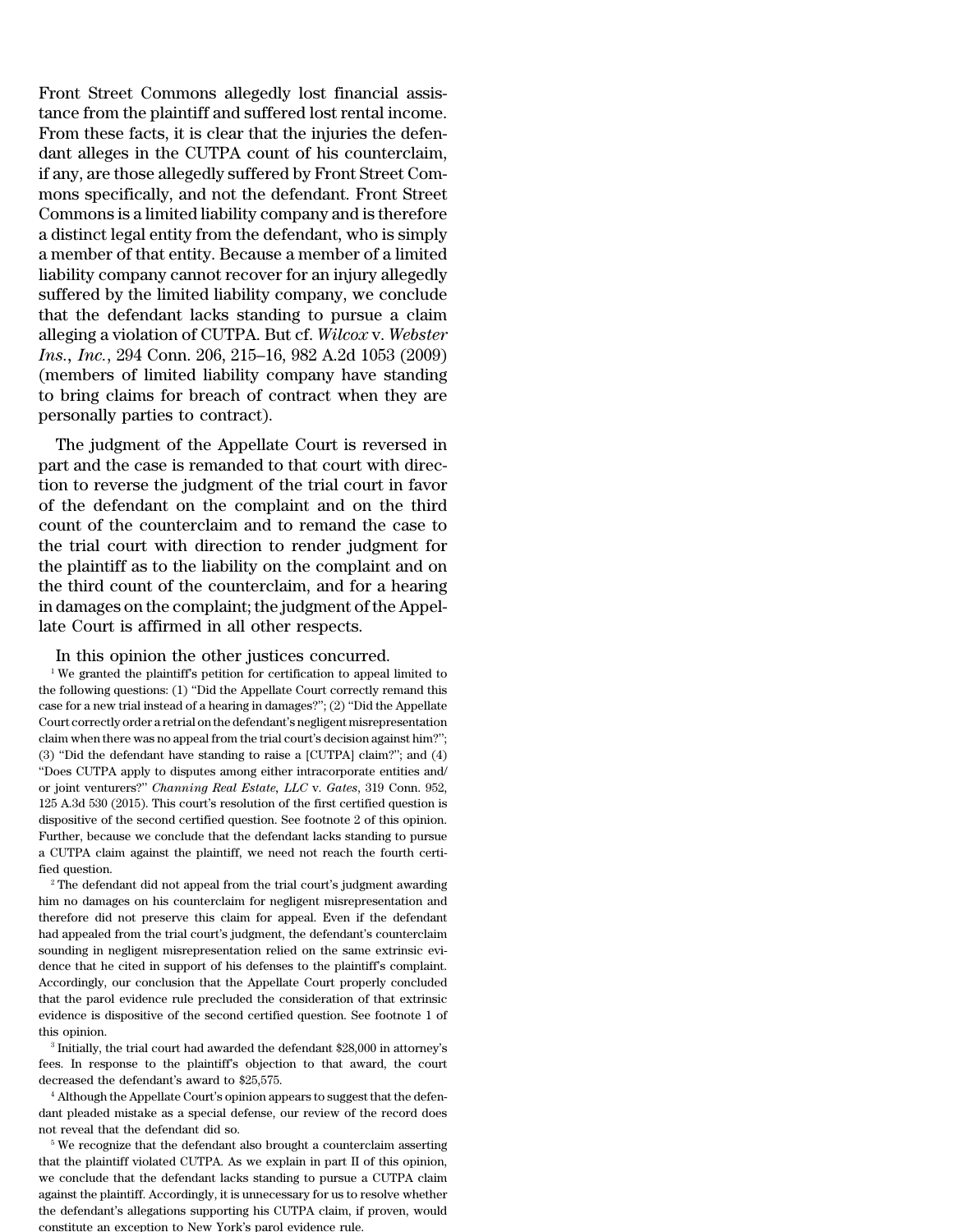Front Street Commons allegedly lost financial assistance from the plaintiff and suffered lost rental income. From these facts, it is clear that the injuries the defendant alleges in the CUTPA count of his counterclaim, if any, are those allegedly suffered by Front Street Commons specifically, and not the defendant. Front Street Commons is a limited liability company and is therefore a distinct legal entity from the defendant, who is simply a member of that entity. Because a member of a limited liability company cannot recover for an injury allegedly suffered by the limited liability company, we conclude that the defendant lacks standing to pursue a claim alleging a violation of CUTPA. But cf. *Wilcox* v. *Webster Ins., Inc.*, 294 Conn. 206, 215–16, 982 A.2d 1053 (2009) (members of limited liability company have standing to bring claims for breach of contract when they are personally parties to contract).

The judgment of the Appellate Court is reversed in part and the case is remanded to that court with direction to reverse the judgment of the trial court in favor of the defendant on the complaint and on the third count of the counterclaim and to remand the case to the trial court with direction to render judgment for the plaintiff as to the liability on the complaint and on the third count of the counterclaim, and for a hearing in damages on the complaint; the judgment of the Appellate Court is affirmed in all other respects.

In this opinion the other justices concurred.

[1] We granted the plaintiff's petition for certification to appeal limited to the following questions: (1) "Did the Appellate Court correctly remand this case for a new trial instead of a hearing in damages?"; (2) "Did the Appellate Court correctly order a retrial on the defendant's negligent misrepresentation claim when there was no appeal from the trial court's decision against him?"; (3) "Did the defendant have standing to raise a [CUTPA] claim?"; and (4) "Does CUTPA apply to disputes among either intracorporate entities and/or joint venturers?" *Channing Real Estate, LLC* v. *Gates*, 319 Conn. 952, 125 A.3d 530 (2015). This court's resolution of the first certified question is dispositive of the second certified question. See footnote 2 of this opinion. Further, because we conclude that the defendant lacks standing to pursue a CUTPA claim against the plaintiff, we need not reach the fourth certified question.

[2] The defendant did not appeal from the trial court's judgment awarding him no damages on his counterclaim for negligent misrepresentation and therefore did not preserve this claim for appeal. Even if the defendant had appealed from the trial court's judgment, the defendant's counterclaim sounding in negligent misrepresentation relied on the same extrinsic evidence that he cited in support of his defenses to the plaintiff's complaint. Accordingly, our conclusion that the Appellate Court properly concluded that the parol evidence rule precluded the consideration of that extrinsic evidence is dispositive of the second certified question. See footnote 1 of this opinion.

[3] Initially, the trial court had awarded the defendant $28,000 in attorney's fees. In response to the plaintiff's objection to that award, the court decreased the defendant's award to $25,575.

[4] Although the Appellate Court's opinion appears to suggest that the defendant pleaded mistake as a special defense, our review of the record does not reveal that the defendant did so.

[5] We recognize that the defendant also brought a counterclaim asserting that the plaintiff violated CUTPA. As we explain in part II of this opinion, we conclude that the defendant lacks standing to pursue a CUTPA claim against the plaintiff. Accordingly, it is unnecessary for us to resolve whether the defendant's allegations supporting his CUTPA claim, if proven, would constitute an exception to New York's parol evidence rule.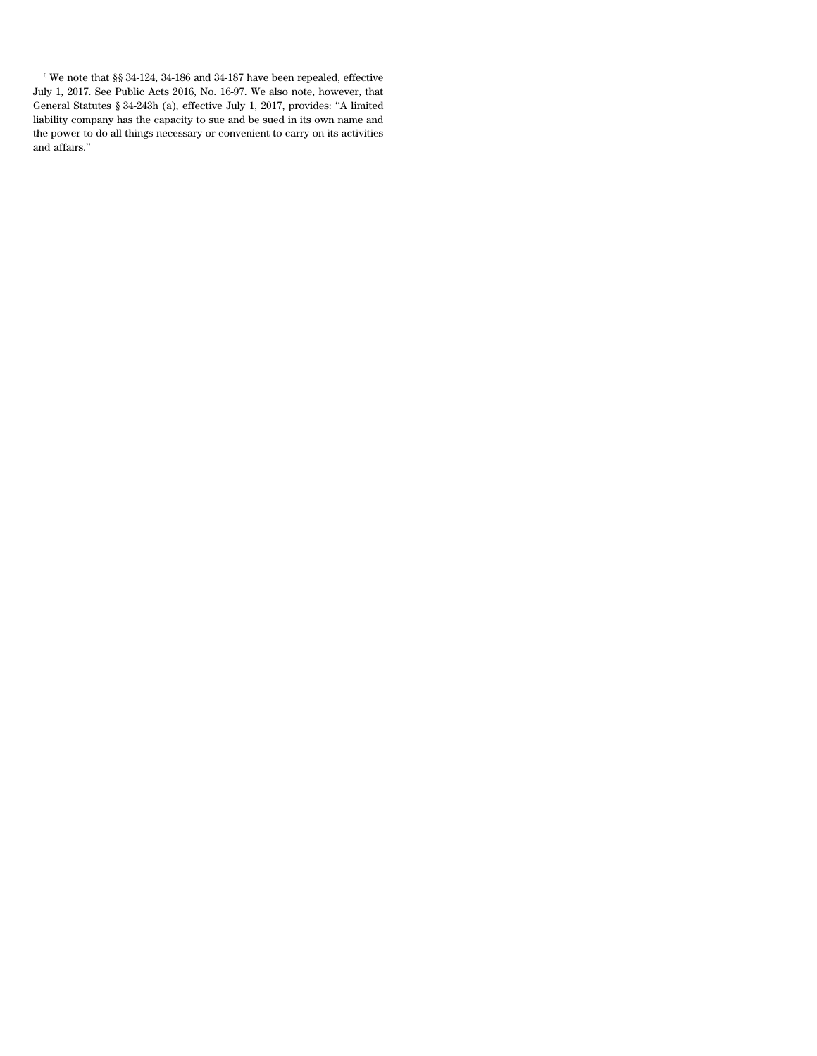[6] We note that §§ 34-124, 34-186 and 34-187 have been repealed, effective July 1, 2017. See Public Acts 2016, No. 16-97. We also note, however, that General Statutes § 34-243h (a), effective July 1, 2017, provides: "A limited liability company has the capacity to sue and be sued in its own name and the power to do all things necessary or convenient to carry on its activities and affairs."